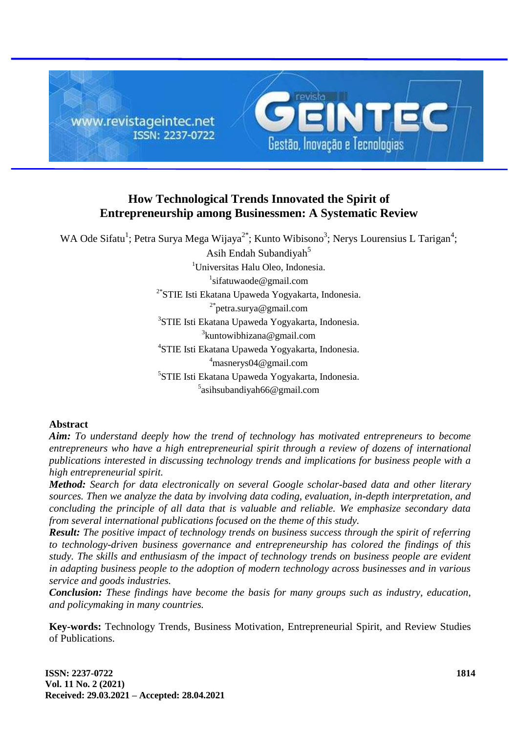# How Technological Trends Innovated the Spirit of Entrepreneurship among Businessmen: A Systematic Review

WA Ode Sifatu[1]; Petra Surya Mega Wijaya[2*]; Kunto Wibisono[3]; Nerys Lourensius L Tarigan[4]; Asih Endah Subandiyah[5]

[1]Universitas Halu Oleo, Indonesia.
[1]sifatuwaode@gmail.com
[2*]STIE Isti Ekatana Upaweda Yogyakarta, Indonesia.
[2*]petra.surya@gmail.com
[3]STIE Isti Ekatana Upaweda Yogyakarta, Indonesia.
[3]kuntowibhizana@gmail.com
[4]STIE Isti Ekatana Upaweda Yogyakarta, Indonesia.
[4]masnerys04@gmail.com
[5]STIE Isti Ekatana Upaweda Yogyakarta, Indonesia.
[5]asihsubandiyah66@gmail.com

## Abstract

***Aim:*** *To understand deeply how the trend of technology has motivated entrepreneurs to become entrepreneurs who have a high entrepreneurial spirit through a review of dozens of international publications interested in discussing technology trends and implications for business people with a high entrepreneurial spirit.*

***Method:*** *Search for data electronically on several Google scholar-based data and other literary sources. Then we analyze the data by involving data coding, evaluation, in-depth interpretation, and concluding the principle of all data that is valuable and reliable. We emphasize secondary data from several international publications focused on the theme of this study.*

***Result:*** *The positive impact of technology trends on business success through the spirit of referring to technology-driven business governance and entrepreneurship has colored the findings of this study. The skills and enthusiasm of the impact of technology trends on business people are evident in adapting business people to the adoption of modern technology across businesses and in various service and goods industries.*

***Conclusion:*** *These findings have become the basis for many groups such as industry, education, and policymaking in many countries.*

**Key-words:** Technology Trends, Business Motivation, Entrepreneurial Spirit, and Review Studies of Publications.

**Received: 29.03.2021 – Accepted: 28.04.2021**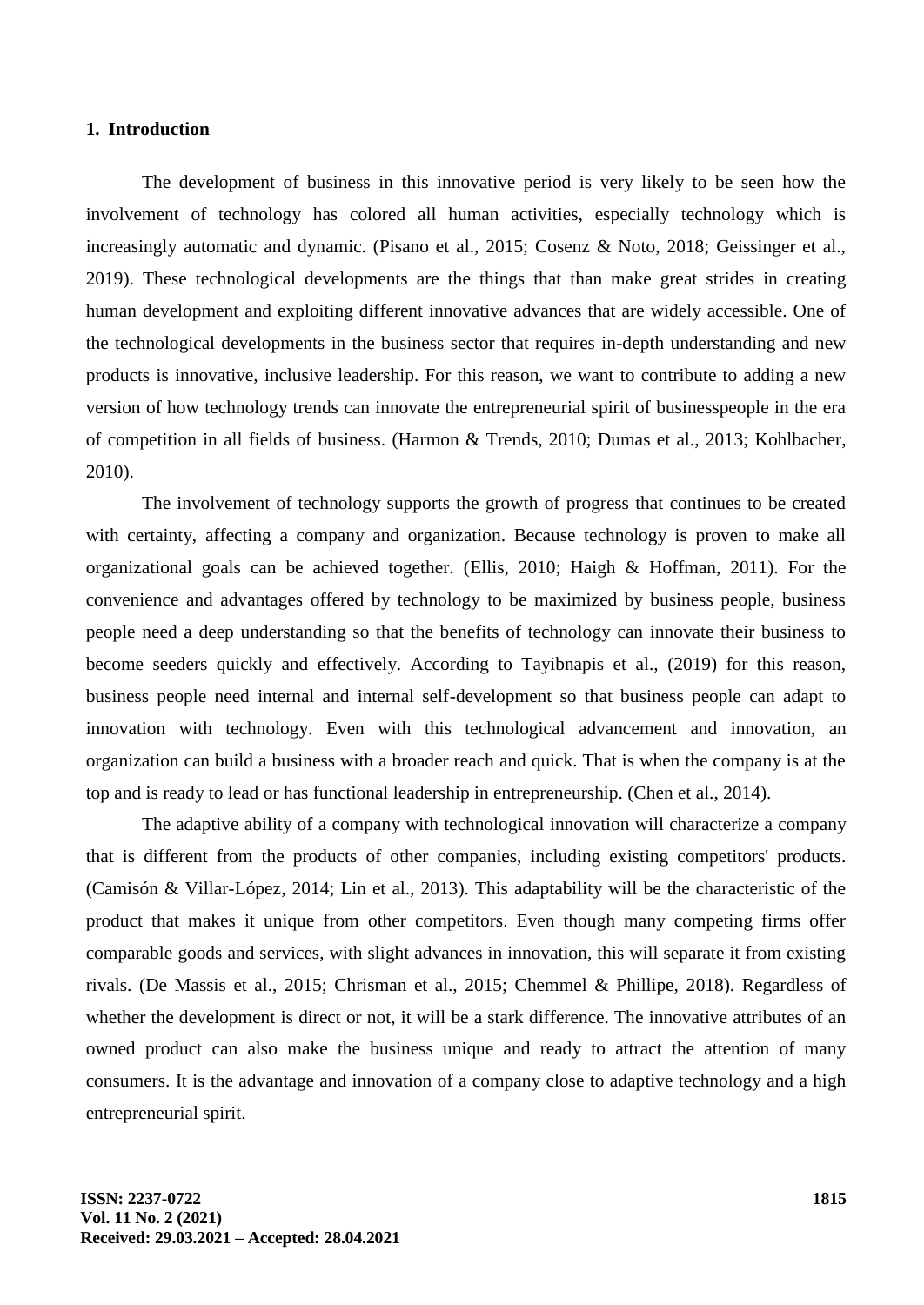## 1. Introduction

The development of business in this innovative period is very likely to be seen how the involvement of technology has colored all human activities, especially technology which is increasingly automatic and dynamic. (Pisano et al., 2015; Cosenz & Noto, 2018; Geissinger et al., 2019). These technological developments are the things that than make great strides in creating human development and exploiting different innovative advances that are widely accessible. One of the technological developments in the business sector that requires in-depth understanding and new products is innovative, inclusive leadership. For this reason, we want to contribute to adding a new version of how technology trends can innovate the entrepreneurial spirit of businesspeople in the era of competition in all fields of business. (Harmon & Trends, 2010; Dumas et al., 2013; Kohlbacher, 2010).

The involvement of technology supports the growth of progress that continues to be created with certainty, affecting a company and organization. Because technology is proven to make all organizational goals can be achieved together. (Ellis, 2010; Haigh & Hoffman, 2011). For the convenience and advantages offered by technology to be maximized by business people, business people need a deep understanding so that the benefits of technology can innovate their business to become seeders quickly and effectively. According to Tayibnapis et al., (2019) for this reason, business people need internal and internal self-development so that business people can adapt to innovation with technology. Even with this technological advancement and innovation, an organization can build a business with a broader reach and quick. That is when the company is at the top and is ready to lead or has functional leadership in entrepreneurship. (Chen et al., 2014).

The adaptive ability of a company with technological innovation will characterize a company that is different from the products of other companies, including existing competitors' products. (Camisón & Villar-López, 2014; Lin et al., 2013). This adaptability will be the characteristic of the product that makes it unique from other competitors. Even though many competing firms offer comparable goods and services, with slight advances in innovation, this will separate it from existing rivals. (De Massis et al., 2015; Chrisman et al., 2015; Chemmel & Phillipe, 2018). Regardless of whether the development is direct or not, it will be a stark difference. The innovative attributes of an owned product can also make the business unique and ready to attract the attention of many consumers. It is the advantage and innovation of a company close to adaptive technology and a high entrepreneurial spirit.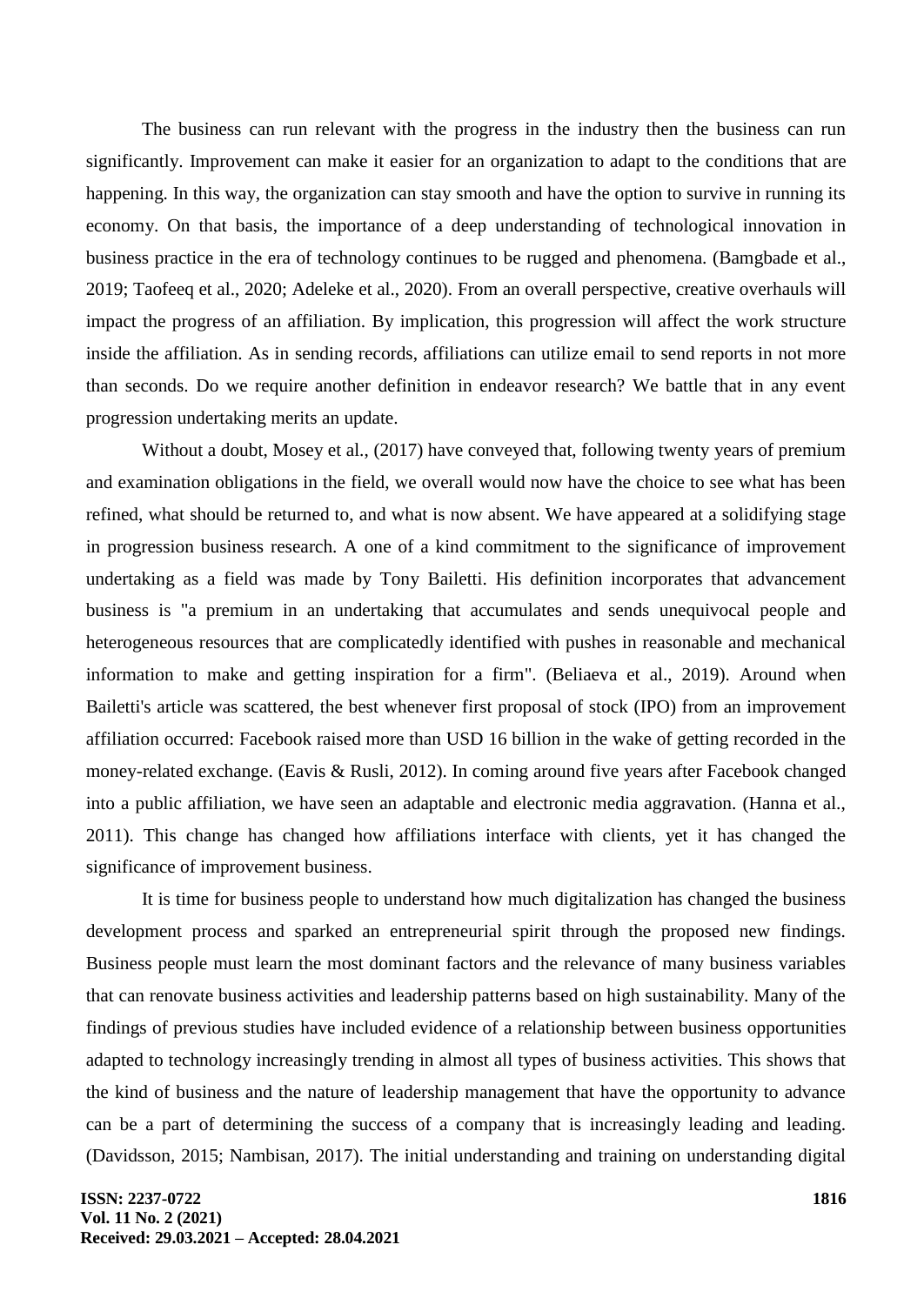The business can run relevant with the progress in the industry then the business can run significantly. Improvement can make it easier for an organization to adapt to the conditions that are happening. In this way, the organization can stay smooth and have the option to survive in running its economy. On that basis, the importance of a deep understanding of technological innovation in business practice in the era of technology continues to be rugged and phenomena. (Bamgbade et al., 2019; Taofeeq et al., 2020; Adeleke et al., 2020). From an overall perspective, creative overhauls will impact the progress of an affiliation. By implication, this progression will affect the work structure inside the affiliation. As in sending records, affiliations can utilize email to send reports in not more than seconds. Do we require another definition in endeavor research? We battle that in any event progression undertaking merits an update.

Without a doubt, Mosey et al., (2017) have conveyed that, following twenty years of premium and examination obligations in the field, we overall would now have the choice to see what has been refined, what should be returned to, and what is now absent. We have appeared at a solidifying stage in progression business research. A one of a kind commitment to the significance of improvement undertaking as a field was made by Tony Bailetti. His definition incorporates that advancement business is "a premium in an undertaking that accumulates and sends unequivocal people and heterogeneous resources that are complicatedly identified with pushes in reasonable and mechanical information to make and getting inspiration for a firm". (Beliaeva et al., 2019). Around when Bailetti's article was scattered, the best whenever first proposal of stock (IPO) from an improvement affiliation occurred: Facebook raised more than USD 16 billion in the wake of getting recorded in the money-related exchange. (Eavis & Rusli, 2012). In coming around five years after Facebook changed into a public affiliation, we have seen an adaptable and electronic media aggravation. (Hanna et al., 2011). This change has changed how affiliations interface with clients, yet it has changed the significance of improvement business.

It is time for business people to understand how much digitalization has changed the business development process and sparked an entrepreneurial spirit through the proposed new findings. Business people must learn the most dominant factors and the relevance of many business variables that can renovate business activities and leadership patterns based on high sustainability. Many of the findings of previous studies have included evidence of a relationship between business opportunities adapted to technology increasingly trending in almost all types of business activities. This shows that the kind of business and the nature of leadership management that have the opportunity to advance can be a part of determining the success of a company that is increasingly leading and leading. (Davidsson, 2015; Nambisan, 2017). The initial understanding and training on understanding digital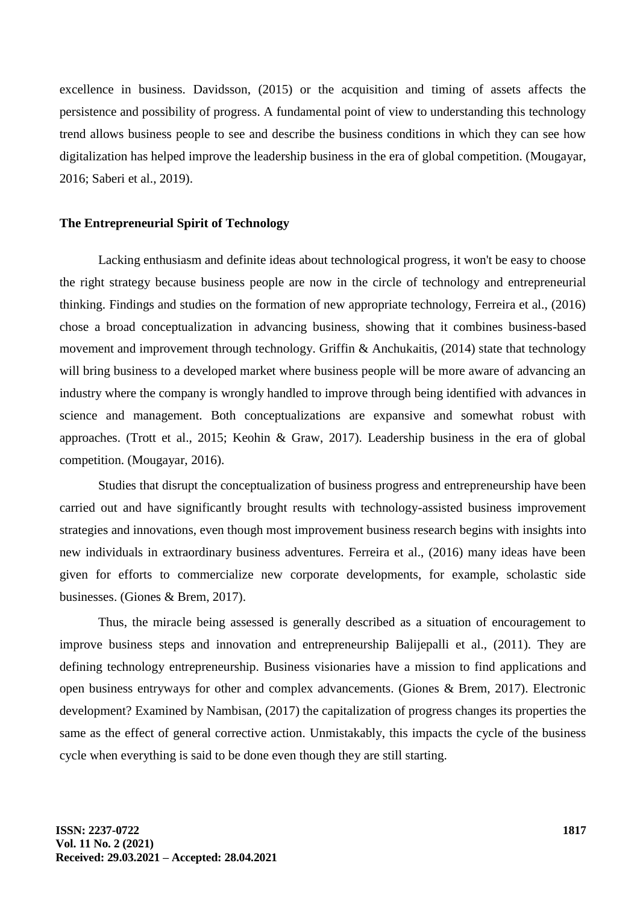excellence in business. Davidsson, (2015) or the acquisition and timing of assets affects the persistence and possibility of progress. A fundamental point of view to understanding this technology trend allows business people to see and describe the business conditions in which they can see how digitalization has helped improve the leadership business in the era of global competition. (Mougayar, 2016; Saberi et al., 2019).

**The Entrepreneurial Spirit of Technology**

Lacking enthusiasm and definite ideas about technological progress, it won't be easy to choose the right strategy because business people are now in the circle of technology and entrepreneurial thinking. Findings and studies on the formation of new appropriate technology, Ferreira et al., (2016) chose a broad conceptualization in advancing business, showing that it combines business-based movement and improvement through technology. Griffin & Anchukaitis, (2014) state that technology will bring business to a developed market where business people will be more aware of advancing an industry where the company is wrongly handled to improve through being identified with advances in science and management. Both conceptualizations are expansive and somewhat robust with approaches. (Trott et al., 2015; Keohin & Graw, 2017). Leadership business in the era of global competition. (Mougayar, 2016).

Studies that disrupt the conceptualization of business progress and entrepreneurship have been carried out and have significantly brought results with technology-assisted business improvement strategies and innovations, even though most improvement business research begins with insights into new individuals in extraordinary business adventures. Ferreira et al., (2016) many ideas have been given for efforts to commercialize new corporate developments, for example, scholastic side businesses. (Giones & Brem, 2017).

Thus, the miracle being assessed is generally described as a situation of encouragement to improve business steps and innovation and entrepreneurship Balijepalli et al., (2011). They are defining technology entrepreneurship. Business visionaries have a mission to find applications and open business entryways for other and complex advancements. (Giones & Brem, 2017). Electronic development? Examined by Nambisan, (2017) the capitalization of progress changes its properties the same as the effect of general corrective action. Unmistakably, this impacts the cycle of the business cycle when everything is said to be done even though they are still starting.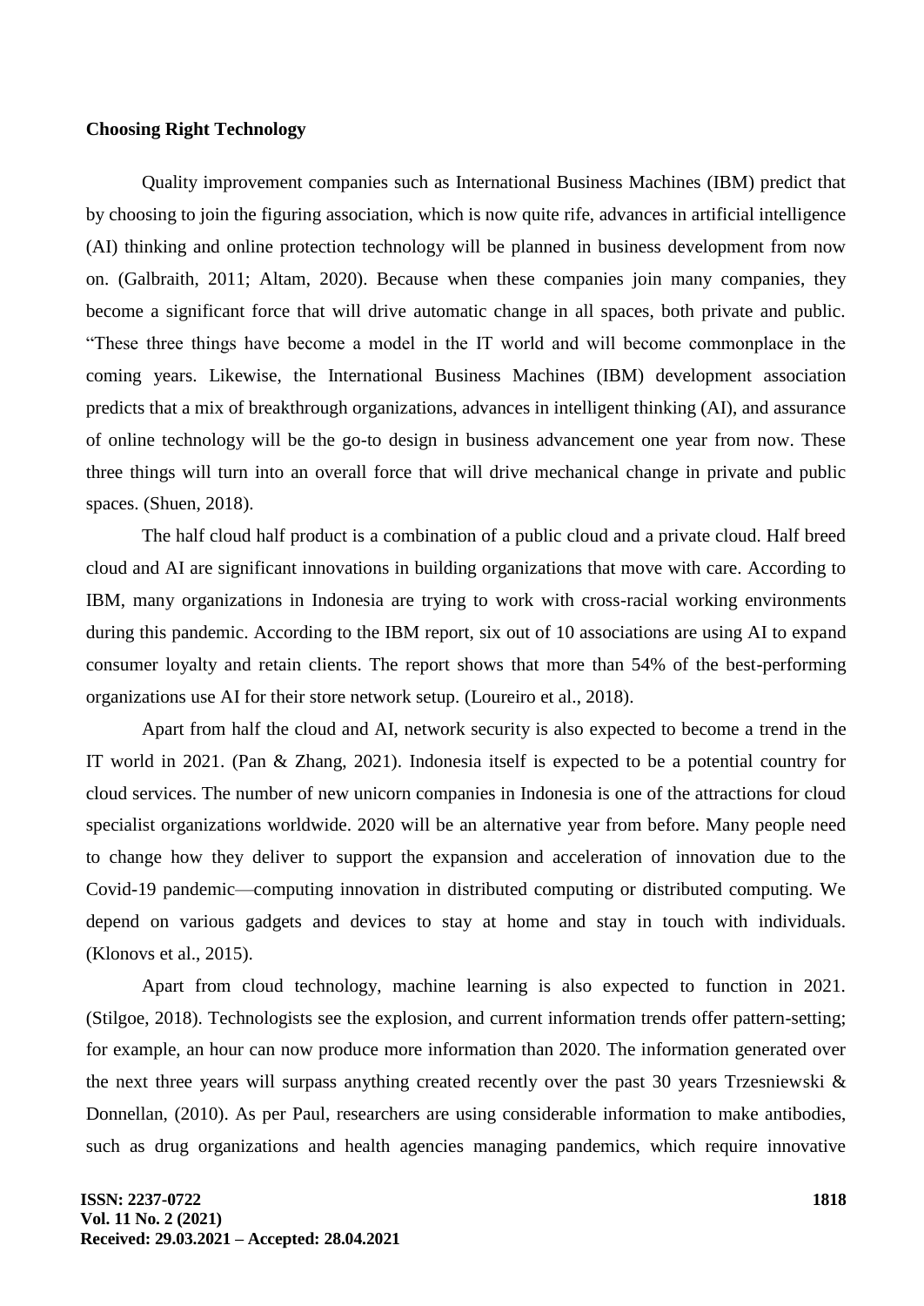**Choosing Right Technology**

Quality improvement companies such as International Business Machines (IBM) predict that by choosing to join the figuring association, which is now quite rife, advances in artificial intelligence (AI) thinking and online protection technology will be planned in business development from now on. (Galbraith, 2011; Altam, 2020). Because when these companies join many companies, they become a significant force that will drive automatic change in all spaces, both private and public. "These three things have become a model in the IT world and will become commonplace in the coming years. Likewise, the International Business Machines (IBM) development association predicts that a mix of breakthrough organizations, advances in intelligent thinking (AI), and assurance of online technology will be the go-to design in business advancement one year from now. These three things will turn into an overall force that will drive mechanical change in private and public spaces. (Shuen, 2018).

The half cloud half product is a combination of a public cloud and a private cloud. Half breed cloud and AI are significant innovations in building organizations that move with care. According to IBM, many organizations in Indonesia are trying to work with cross-racial working environments during this pandemic. According to the IBM report, six out of 10 associations are using AI to expand consumer loyalty and retain clients. The report shows that more than 54% of the best-performing organizations use AI for their store network setup. (Loureiro et al., 2018).

Apart from half the cloud and AI, network security is also expected to become a trend in the IT world in 2021. (Pan & Zhang, 2021). Indonesia itself is expected to be a potential country for cloud services. The number of new unicorn companies in Indonesia is one of the attractions for cloud specialist organizations worldwide. 2020 will be an alternative year from before. Many people need to change how they deliver to support the expansion and acceleration of innovation due to the Covid-19 pandemic—computing innovation in distributed computing or distributed computing. We depend on various gadgets and devices to stay at home and stay in touch with individuals. (Klonovs et al., 2015).

Apart from cloud technology, machine learning is also expected to function in 2021. (Stilgoe, 2018). Technologists see the explosion, and current information trends offer pattern-setting; for example, an hour can now produce more information than 2020. The information generated over the next three years will surpass anything created recently over the past 30 years Trzesniewski & Donnellan, (2010). As per Paul, researchers are using considerable information to make antibodies, such as drug organizations and health agencies managing pandemics, which require innovative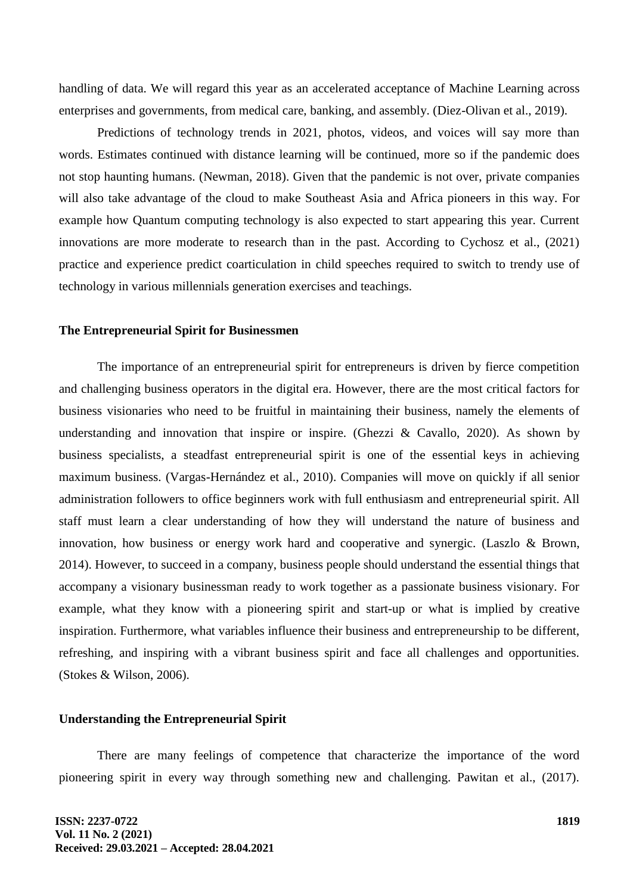handling of data. We will regard this year as an accelerated acceptance of Machine Learning across enterprises and governments, from medical care, banking, and assembly. (Diez-Olivan et al., 2019).

Predictions of technology trends in 2021, photos, videos, and voices will say more than words. Estimates continued with distance learning will be continued, more so if the pandemic does not stop haunting humans. (Newman, 2018). Given that the pandemic is not over, private companies will also take advantage of the cloud to make Southeast Asia and Africa pioneers in this way. For example how Quantum computing technology is also expected to start appearing this year. Current innovations are more moderate to research than in the past. According to Cychosz et al., (2021) practice and experience predict coarticulation in child speeches required to switch to trendy use of technology in various millennials generation exercises and teachings.

## The Entrepreneurial Spirit for Businessmen

The importance of an entrepreneurial spirit for entrepreneurs is driven by fierce competition and challenging business operators in the digital era. However, there are the most critical factors for business visionaries who need to be fruitful in maintaining their business, namely the elements of understanding and innovation that inspire or inspire. (Ghezzi & Cavallo, 2020). As shown by business specialists, a steadfast entrepreneurial spirit is one of the essential keys in achieving maximum business. (Vargas-Hernández et al., 2010). Companies will move on quickly if all senior administration followers to office beginners work with full enthusiasm and entrepreneurial spirit. All staff must learn a clear understanding of how they will understand the nature of business and innovation, how business or energy work hard and cooperative and synergic. (Laszlo & Brown, 2014). However, to succeed in a company, business people should understand the essential things that accompany a visionary businessman ready to work together as a passionate business visionary. For example, what they know with a pioneering spirit and start-up or what is implied by creative inspiration. Furthermore, what variables influence their business and entrepreneurship to be different, refreshing, and inspiring with a vibrant business spirit and face all challenges and opportunities. (Stokes & Wilson, 2006).

## Understanding the Entrepreneurial Spirit

There are many feelings of competence that characterize the importance of the word pioneering spirit in every way through something new and challenging. Pawitan et al., (2017).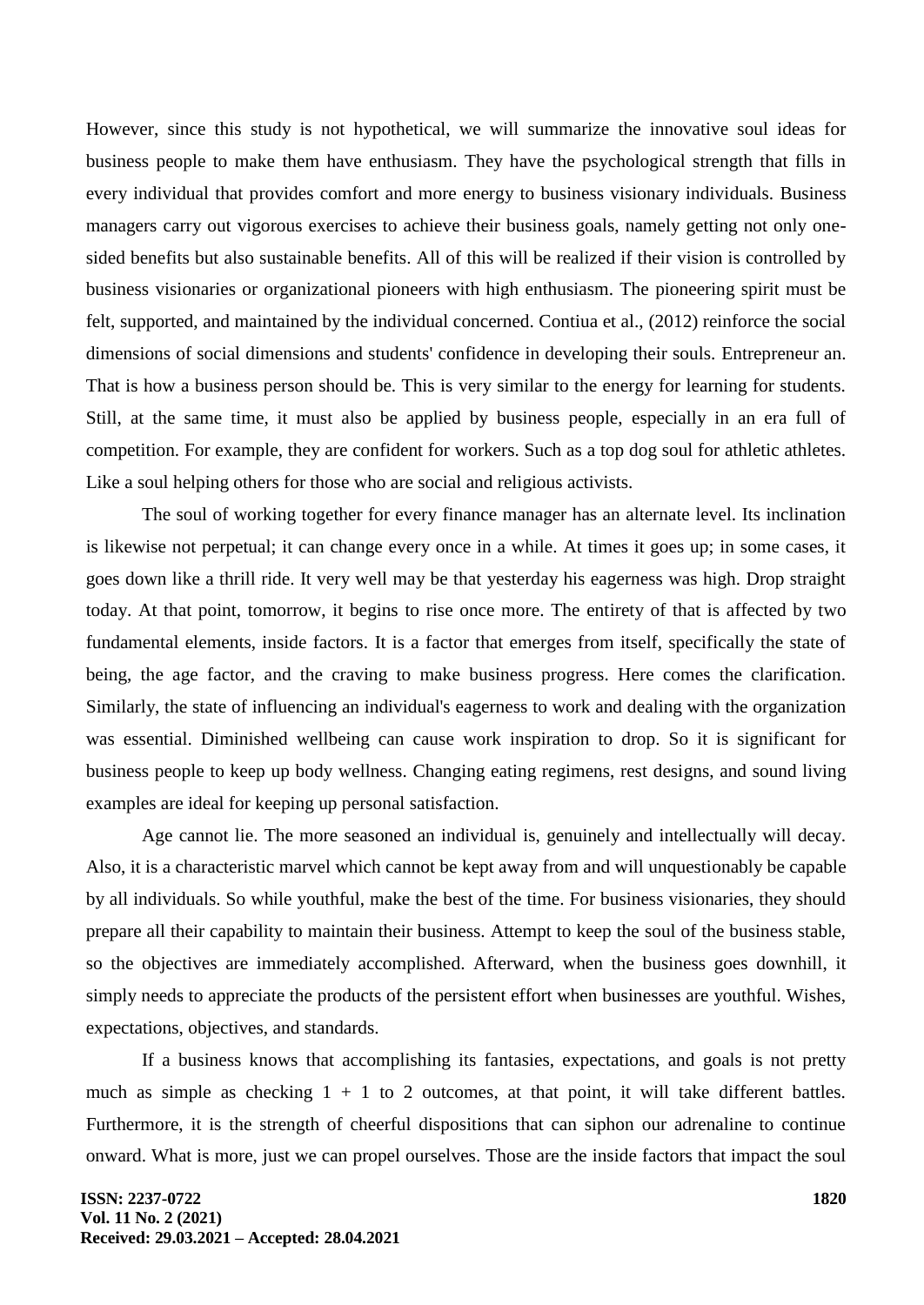However, since this study is not hypothetical, we will summarize the innovative soul ideas for business people to make them have enthusiasm. They have the psychological strength that fills in every individual that provides comfort and more energy to business visionary individuals. Business managers carry out vigorous exercises to achieve their business goals, namely getting not only one-sided benefits but also sustainable benefits. All of this will be realized if their vision is controlled by business visionaries or organizational pioneers with high enthusiasm. The pioneering spirit must be felt, supported, and maintained by the individual concerned. Contiua et al., (2012) reinforce the social dimensions of social dimensions and students' confidence in developing their souls. Entrepreneur an. That is how a business person should be. This is very similar to the energy for learning for students. Still, at the same time, it must also be applied by business people, especially in an era full of competition. For example, they are confident for workers. Such as a top dog soul for athletic athletes. Like a soul helping others for those who are social and religious activists.

The soul of working together for every finance manager has an alternate level. Its inclination is likewise not perpetual; it can change every once in a while. At times it goes up; in some cases, it goes down like a thrill ride. It very well may be that yesterday his eagerness was high. Drop straight today. At that point, tomorrow, it begins to rise once more. The entirety of that is affected by two fundamental elements, inside factors. It is a factor that emerges from itself, specifically the state of being, the age factor, and the craving to make business progress. Here comes the clarification. Similarly, the state of influencing an individual's eagerness to work and dealing with the organization was essential. Diminished wellbeing can cause work inspiration to drop. So it is significant for business people to keep up body wellness. Changing eating regimens, rest designs, and sound living examples are ideal for keeping up personal satisfaction.

Age cannot lie. The more seasoned an individual is, genuinely and intellectually will decay. Also, it is a characteristic marvel which cannot be kept away from and will unquestionably be capable by all individuals. So while youthful, make the best of the time. For business visionaries, they should prepare all their capability to maintain their business. Attempt to keep the soul of the business stable, so the objectives are immediately accomplished. Afterward, when the business goes downhill, it simply needs to appreciate the products of the persistent effort when businesses are youthful. Wishes, expectations, objectives, and standards.

If a business knows that accomplishing its fantasies, expectations, and goals is not pretty much as simple as checking 1 + 1 to 2 outcomes, at that point, it will take different battles. Furthermore, it is the strength of cheerful dispositions that can siphon our adrenaline to continue onward. What is more, just we can propel ourselves. Those are the inside factors that impact the soul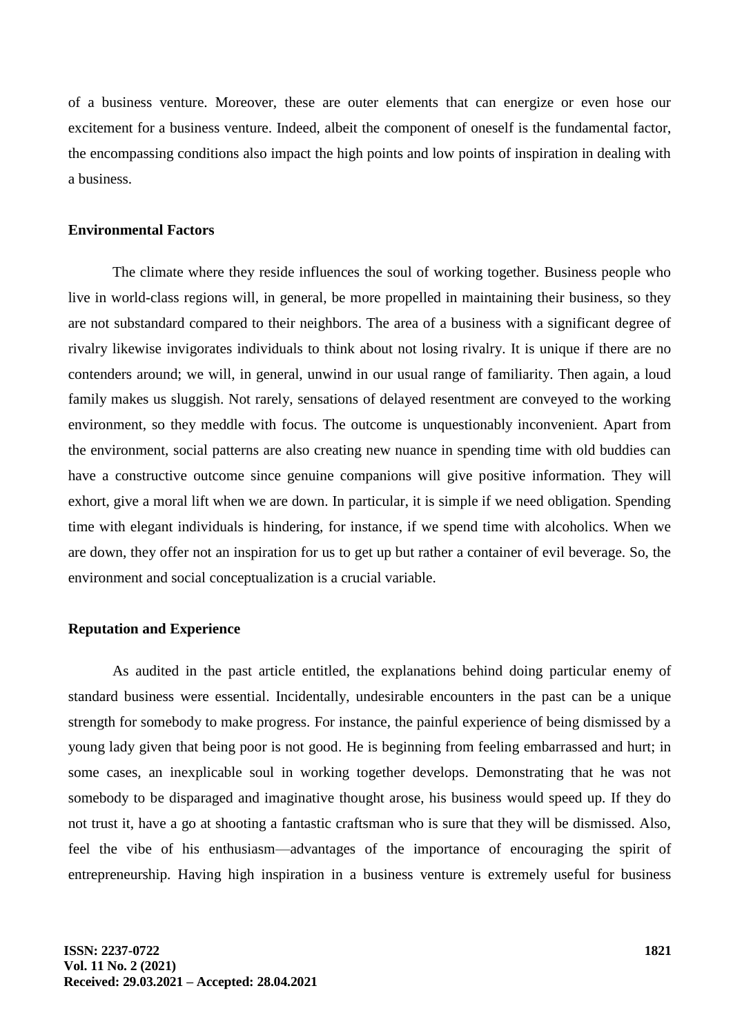of a business venture. Moreover, these are outer elements that can energize or even hose our excitement for a business venture. Indeed, albeit the component of oneself is the fundamental factor, the encompassing conditions also impact the high points and low points of inspiration in dealing with a business.

### Environmental Factors

The climate where they reside influences the soul of working together. Business people who live in world-class regions will, in general, be more propelled in maintaining their business, so they are not substandard compared to their neighbors. The area of a business with a significant degree of rivalry likewise invigorates individuals to think about not losing rivalry. It is unique if there are no contenders around; we will, in general, unwind in our usual range of familiarity. Then again, a loud family makes us sluggish. Not rarely, sensations of delayed resentment are conveyed to the working environment, so they meddle with focus. The outcome is unquestionably inconvenient. Apart from the environment, social patterns are also creating new nuance in spending time with old buddies can have a constructive outcome since genuine companions will give positive information. They will exhort, give a moral lift when we are down. In particular, it is simple if we need obligation. Spending time with elegant individuals is hindering, for instance, if we spend time with alcoholics. When we are down, they offer not an inspiration for us to get up but rather a container of evil beverage. So, the environment and social conceptualization is a crucial variable.

### Reputation and Experience

As audited in the past article entitled, the explanations behind doing particular enemy of standard business were essential. Incidentally, undesirable encounters in the past can be a unique strength for somebody to make progress. For instance, the painful experience of being dismissed by a young lady given that being poor is not good. He is beginning from feeling embarrassed and hurt; in some cases, an inexplicable soul in working together develops. Demonstrating that he was not somebody to be disparaged and imaginative thought arose, his business would speed up. If they do not trust it, have a go at shooting a fantastic craftsman who is sure that they will be dismissed. Also, feel the vibe of his enthusiasm—advantages of the importance of encouraging the spirit of entrepreneurship. Having high inspiration in a business venture is extremely useful for business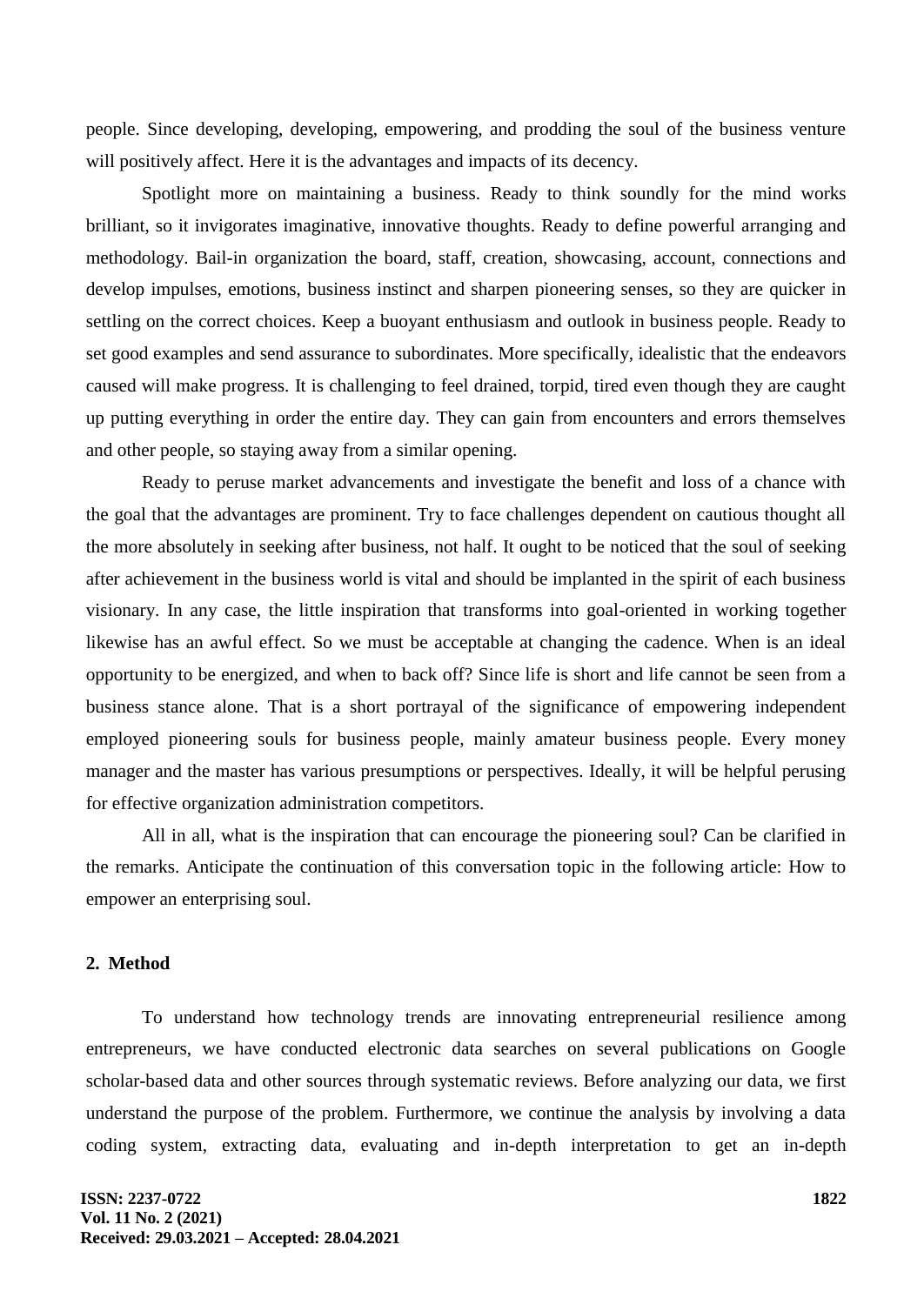people. Since developing, developing, empowering, and prodding the soul of the business venture will positively affect. Here it is the advantages and impacts of its decency.

Spotlight more on maintaining a business. Ready to think soundly for the mind works brilliant, so it invigorates imaginative, innovative thoughts. Ready to define powerful arranging and methodology. Bail-in organization the board, staff, creation, showcasing, account, connections and develop impulses, emotions, business instinct and sharpen pioneering senses, so they are quicker in settling on the correct choices. Keep a buoyant enthusiasm and outlook in business people. Ready to set good examples and send assurance to subordinates. More specifically, idealistic that the endeavors caused will make progress. It is challenging to feel drained, torpid, tired even though they are caught up putting everything in order the entire day. They can gain from encounters and errors themselves and other people, so staying away from a similar opening.

Ready to peruse market advancements and investigate the benefit and loss of a chance with the goal that the advantages are prominent. Try to face challenges dependent on cautious thought all the more absolutely in seeking after business, not half. It ought to be noticed that the soul of seeking after achievement in the business world is vital and should be implanted in the spirit of each business visionary. In any case, the little inspiration that transforms into goal-oriented in working together likewise has an awful effect. So we must be acceptable at changing the cadence. When is an ideal opportunity to be energized, and when to back off? Since life is short and life cannot be seen from a business stance alone. That is a short portrayal of the significance of empowering independent employed pioneering souls for business people, mainly amateur business people. Every money manager and the master has various presumptions or perspectives. Ideally, it will be helpful perusing for effective organization administration competitors.

All in all, what is the inspiration that can encourage the pioneering soul? Can be clarified in the remarks. Anticipate the continuation of this conversation topic in the following article: How to empower an enterprising soul.

## 2. Method

To understand how technology trends are innovating entrepreneurial resilience among entrepreneurs, we have conducted electronic data searches on several publications on Google scholar-based data and other sources through systematic reviews. Before analyzing our data, we first understand the purpose of the problem. Furthermore, we continue the analysis by involving a data coding system, extracting data, evaluating and in-depth interpretation to get an in-depth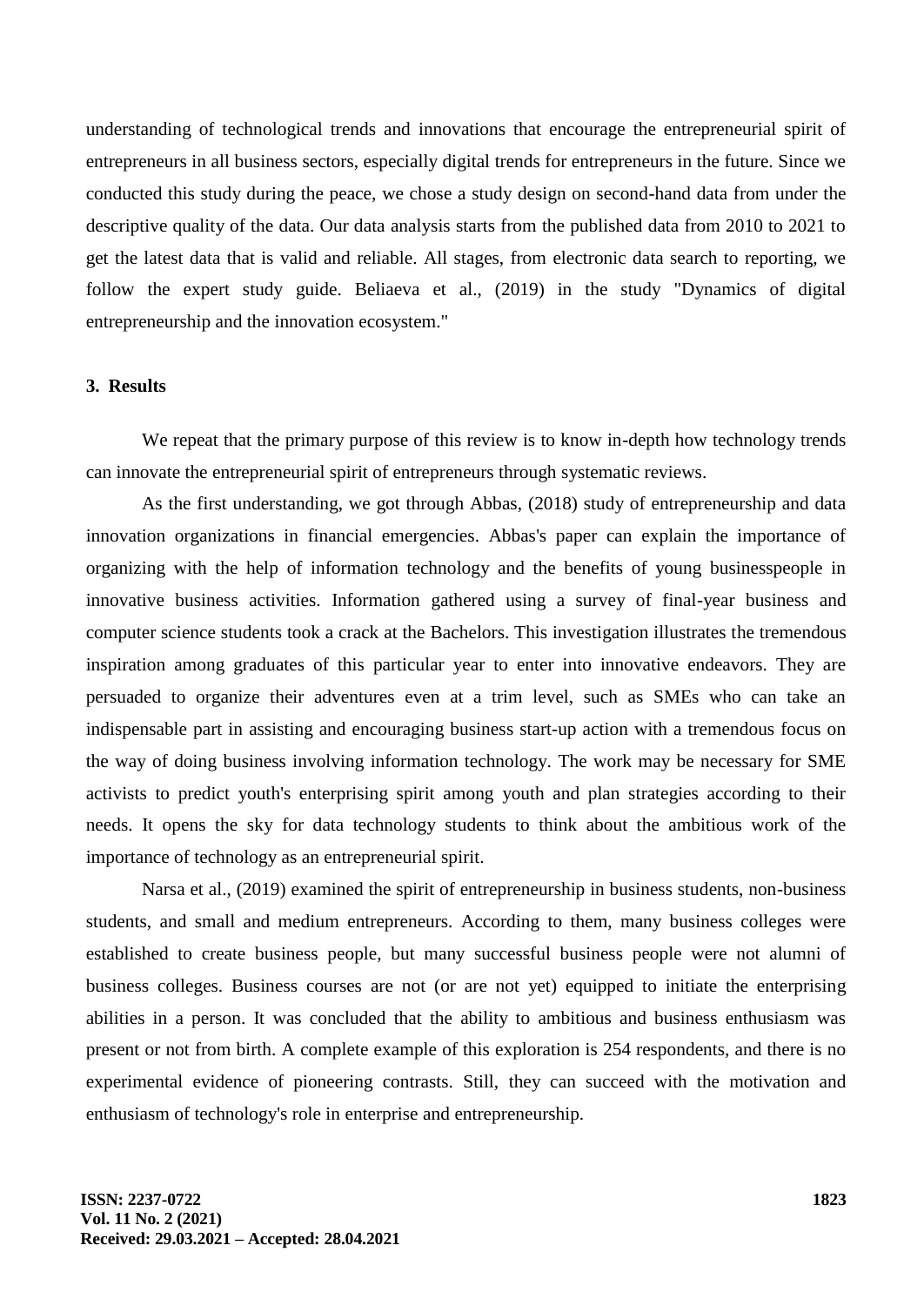understanding of technological trends and innovations that encourage the entrepreneurial spirit of entrepreneurs in all business sectors, especially digital trends for entrepreneurs in the future. Since we conducted this study during the peace, we chose a study design on second-hand data from under the descriptive quality of the data. Our data analysis starts from the published data from 2010 to 2021 to get the latest data that is valid and reliable. All stages, from electronic data search to reporting, we follow the expert study guide. Beliaeva et al., (2019) in the study "Dynamics of digital entrepreneurship and the innovation ecosystem."

## 3. Results

We repeat that the primary purpose of this review is to know in-depth how technology trends can innovate the entrepreneurial spirit of entrepreneurs through systematic reviews.

As the first understanding, we got through Abbas, (2018) study of entrepreneurship and data innovation organizations in financial emergencies. Abbas's paper can explain the importance of organizing with the help of information technology and the benefits of young businesspeople in innovative business activities. Information gathered using a survey of final-year business and computer science students took a crack at the Bachelors. This investigation illustrates the tremendous inspiration among graduates of this particular year to enter into innovative endeavors. They are persuaded to organize their adventures even at a trim level, such as SMEs who can take an indispensable part in assisting and encouraging business start-up action with a tremendous focus on the way of doing business involving information technology. The work may be necessary for SME activists to predict youth's enterprising spirit among youth and plan strategies according to their needs. It opens the sky for data technology students to think about the ambitious work of the importance of technology as an entrepreneurial spirit.

Narsa et al., (2019) examined the spirit of entrepreneurship in business students, non-business students, and small and medium entrepreneurs. According to them, many business colleges were established to create business people, but many successful business people were not alumni of business colleges. Business courses are not (or are not yet) equipped to initiate the enterprising abilities in a person. It was concluded that the ability to ambitious and business enthusiasm was present or not from birth. A complete example of this exploration is 254 respondents, and there is no experimental evidence of pioneering contrasts. Still, they can succeed with the motivation and enthusiasm of technology's role in enterprise and entrepreneurship.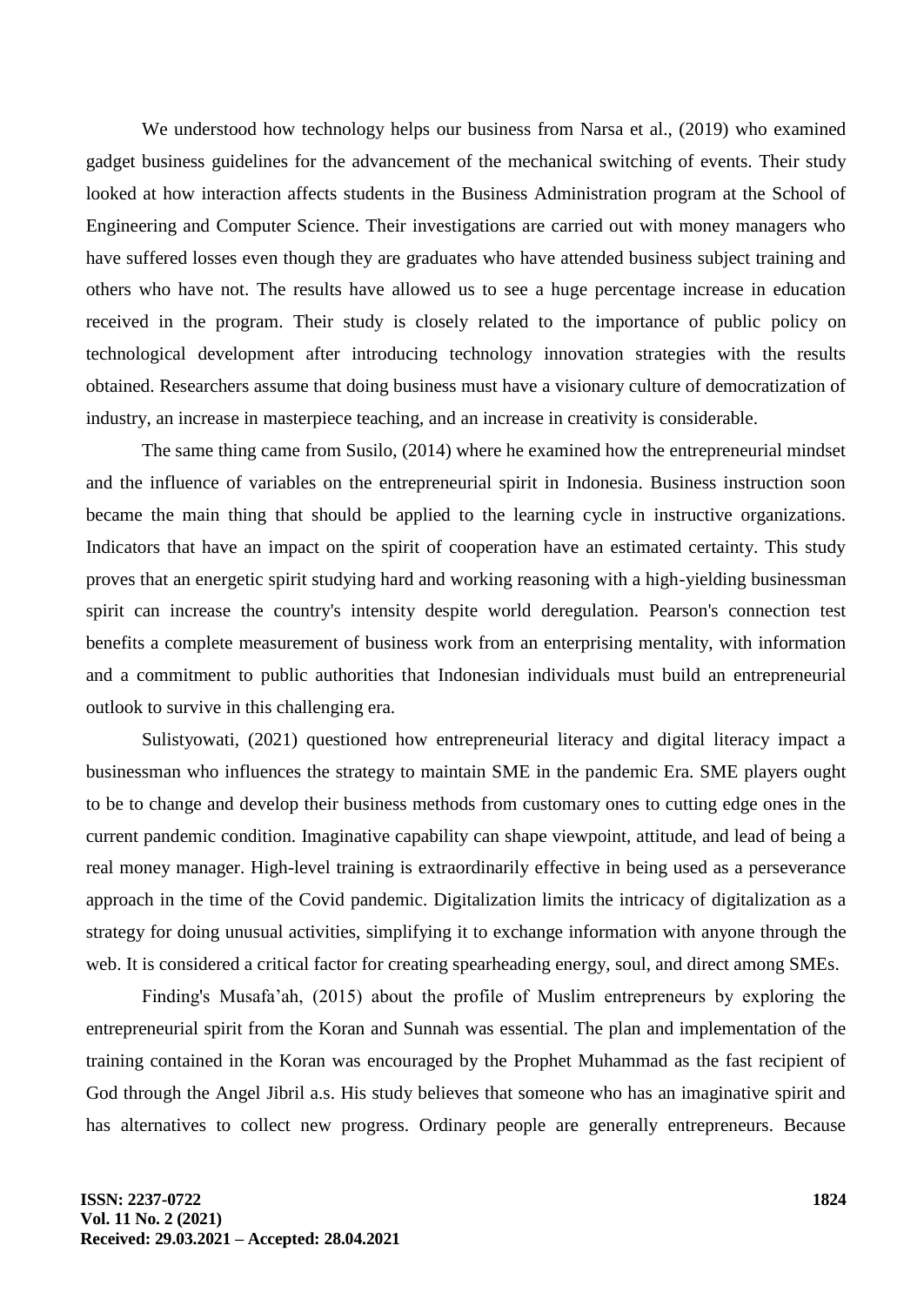We understood how technology helps our business from Narsa et al., (2019) who examined gadget business guidelines for the advancement of the mechanical switching of events. Their study looked at how interaction affects students in the Business Administration program at the School of Engineering and Computer Science. Their investigations are carried out with money managers who have suffered losses even though they are graduates who have attended business subject training and others who have not. The results have allowed us to see a huge percentage increase in education received in the program. Their study is closely related to the importance of public policy on technological development after introducing technology innovation strategies with the results obtained. Researchers assume that doing business must have a visionary culture of democratization of industry, an increase in masterpiece teaching, and an increase in creativity is considerable.

The same thing came from Susilo, (2014) where he examined how the entrepreneurial mindset and the influence of variables on the entrepreneurial spirit in Indonesia. Business instruction soon became the main thing that should be applied to the learning cycle in instructive organizations. Indicators that have an impact on the spirit of cooperation have an estimated certainty. This study proves that an energetic spirit studying hard and working reasoning with a high-yielding businessman spirit can increase the country's intensity despite world deregulation. Pearson's connection test benefits a complete measurement of business work from an enterprising mentality, with information and a commitment to public authorities that Indonesian individuals must build an entrepreneurial outlook to survive in this challenging era.

Sulistyowati, (2021) questioned how entrepreneurial literacy and digital literacy impact a businessman who influences the strategy to maintain SME in the pandemic Era. SME players ought to be to change and develop their business methods from customary ones to cutting edge ones in the current pandemic condition. Imaginative capability can shape viewpoint, attitude, and lead of being a real money manager. High-level training is extraordinarily effective in being used as a perseverance approach in the time of the Covid pandemic. Digitalization limits the intricacy of digitalization as a strategy for doing unusual activities, simplifying it to exchange information with anyone through the web. It is considered a critical factor for creating spearheading energy, soul, and direct among SMEs.

Finding's Musafa'ah, (2015) about the profile of Muslim entrepreneurs by exploring the entrepreneurial spirit from the Koran and Sunnah was essential. The plan and implementation of the training contained in the Koran was encouraged by the Prophet Muhammad as the fast recipient of God through the Angel Jibril a.s. His study believes that someone who has an imaginative spirit and has alternatives to collect new progress. Ordinary people are generally entrepreneurs. Because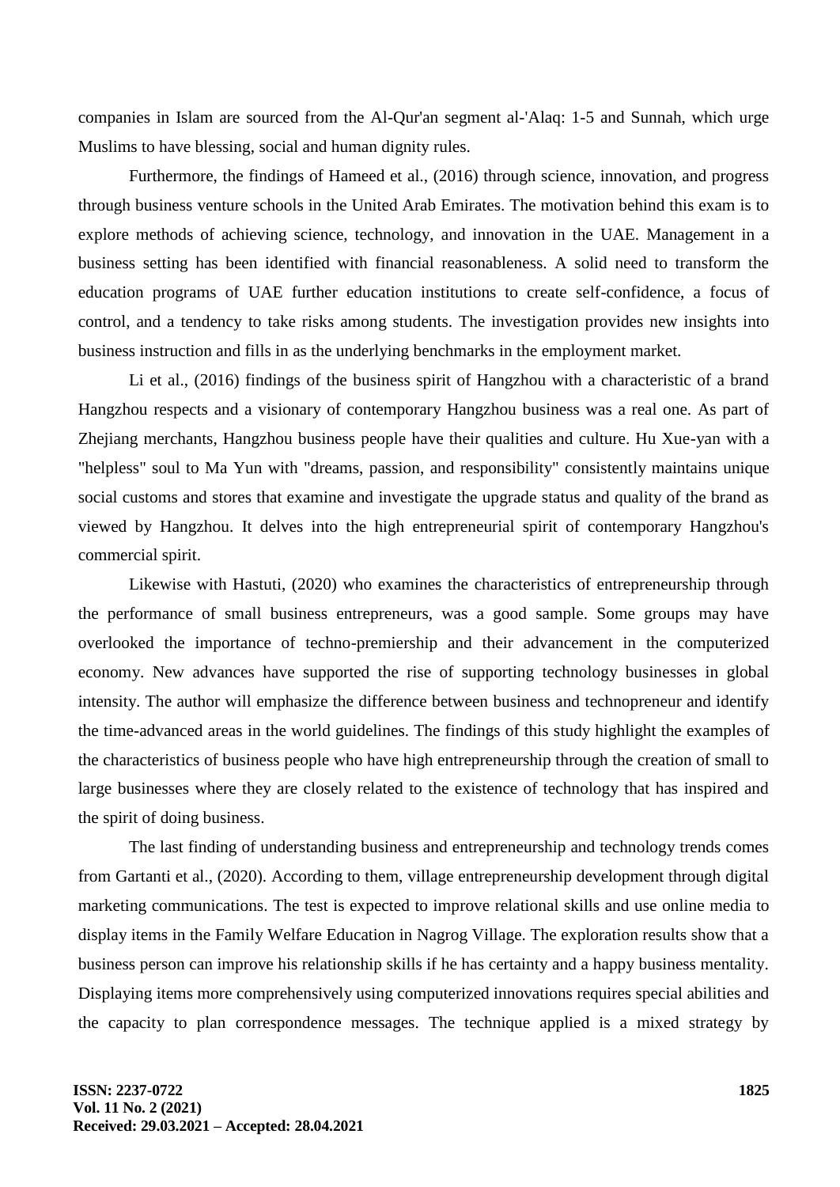companies in Islam are sourced from the Al-Qur'an segment al-'Alaq: 1-5 and Sunnah, which urge Muslims to have blessing, social and human dignity rules.

Furthermore, the findings of Hameed et al., (2016) through science, innovation, and progress through business venture schools in the United Arab Emirates. The motivation behind this exam is to explore methods of achieving science, technology, and innovation in the UAE. Management in a business setting has been identified with financial reasonableness. A solid need to transform the education programs of UAE further education institutions to create self-confidence, a focus of control, and a tendency to take risks among students. The investigation provides new insights into business instruction and fills in as the underlying benchmarks in the employment market.

Li et al., (2016) findings of the business spirit of Hangzhou with a characteristic of a brand Hangzhou respects and a visionary of contemporary Hangzhou business was a real one. As part of Zhejiang merchants, Hangzhou business people have their qualities and culture. Hu Xue-yan with a "helpless" soul to Ma Yun with "dreams, passion, and responsibility" consistently maintains unique social customs and stores that examine and investigate the upgrade status and quality of the brand as viewed by Hangzhou. It delves into the high entrepreneurial spirit of contemporary Hangzhou's commercial spirit.

Likewise with Hastuti, (2020) who examines the characteristics of entrepreneurship through the performance of small business entrepreneurs, was a good sample. Some groups may have overlooked the importance of techno-premiership and their advancement in the computerized economy. New advances have supported the rise of supporting technology businesses in global intensity. The author will emphasize the difference between business and technopreneur and identify the time-advanced areas in the world guidelines. The findings of this study highlight the examples of the characteristics of business people who have high entrepreneurship through the creation of small to large businesses where they are closely related to the existence of technology that has inspired and the spirit of doing business.

The last finding of understanding business and entrepreneurship and technology trends comes from Gartanti et al., (2020). According to them, village entrepreneurship development through digital marketing communications. The test is expected to improve relational skills and use online media to display items in the Family Welfare Education in Nagrog Village. The exploration results show that a business person can improve his relationship skills if he has certainty and a happy business mentality. Displaying items more comprehensively using computerized innovations requires special abilities and the capacity to plan correspondence messages. The technique applied is a mixed strategy by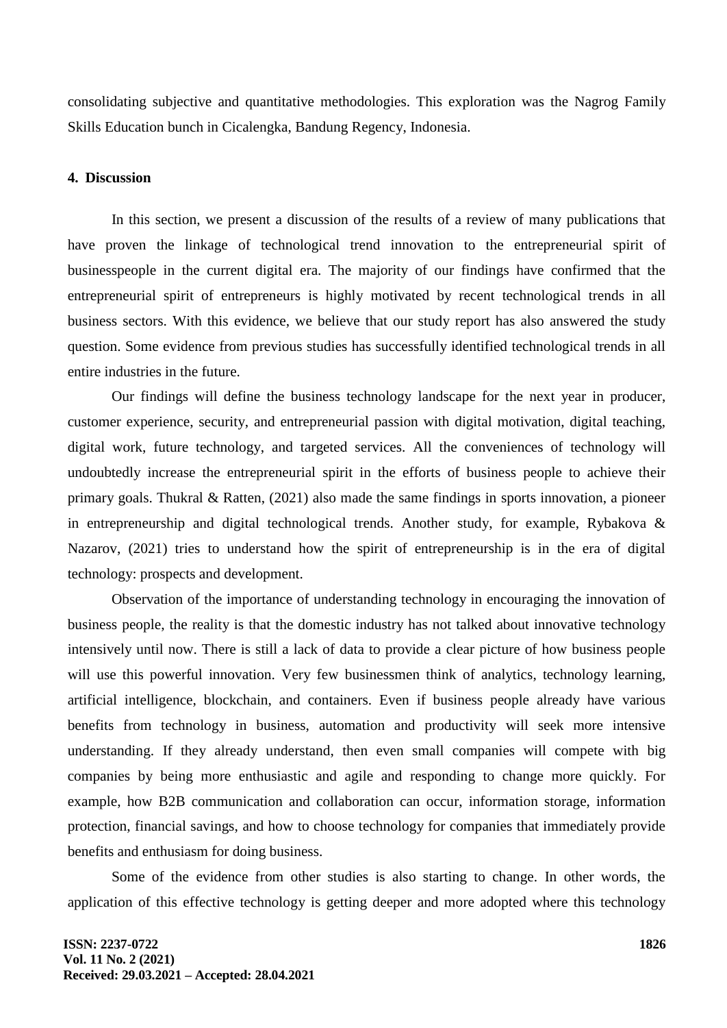consolidating subjective and quantitative methodologies. This exploration was the Nagrog Family Skills Education bunch in Cicalengka, Bandung Regency, Indonesia.

## 4. Discussion

In this section, we present a discussion of the results of a review of many publications that have proven the linkage of technological trend innovation to the entrepreneurial spirit of businesspeople in the current digital era. The majority of our findings have confirmed that the entrepreneurial spirit of entrepreneurs is highly motivated by recent technological trends in all business sectors. With this evidence, we believe that our study report has also answered the study question. Some evidence from previous studies has successfully identified technological trends in all entire industries in the future.

Our findings will define the business technology landscape for the next year in producer, customer experience, security, and entrepreneurial passion with digital motivation, digital teaching, digital work, future technology, and targeted services. All the conveniences of technology will undoubtedly increase the entrepreneurial spirit in the efforts of business people to achieve their primary goals. Thukral & Ratten, (2021) also made the same findings in sports innovation, a pioneer in entrepreneurship and digital technological trends. Another study, for example, Rybakova & Nazarov, (2021) tries to understand how the spirit of entrepreneurship is in the era of digital technology: prospects and development.

Observation of the importance of understanding technology in encouraging the innovation of business people, the reality is that the domestic industry has not talked about innovative technology intensively until now. There is still a lack of data to provide a clear picture of how business people will use this powerful innovation. Very few businessmen think of analytics, technology learning, artificial intelligence, blockchain, and containers. Even if business people already have various benefits from technology in business, automation and productivity will seek more intensive understanding. If they already understand, then even small companies will compete with big companies by being more enthusiastic and agile and responding to change more quickly. For example, how B2B communication and collaboration can occur, information storage, information protection, financial savings, and how to choose technology for companies that immediately provide benefits and enthusiasm for doing business.

Some of the evidence from other studies is also starting to change. In other words, the application of this effective technology is getting deeper and more adopted where this technology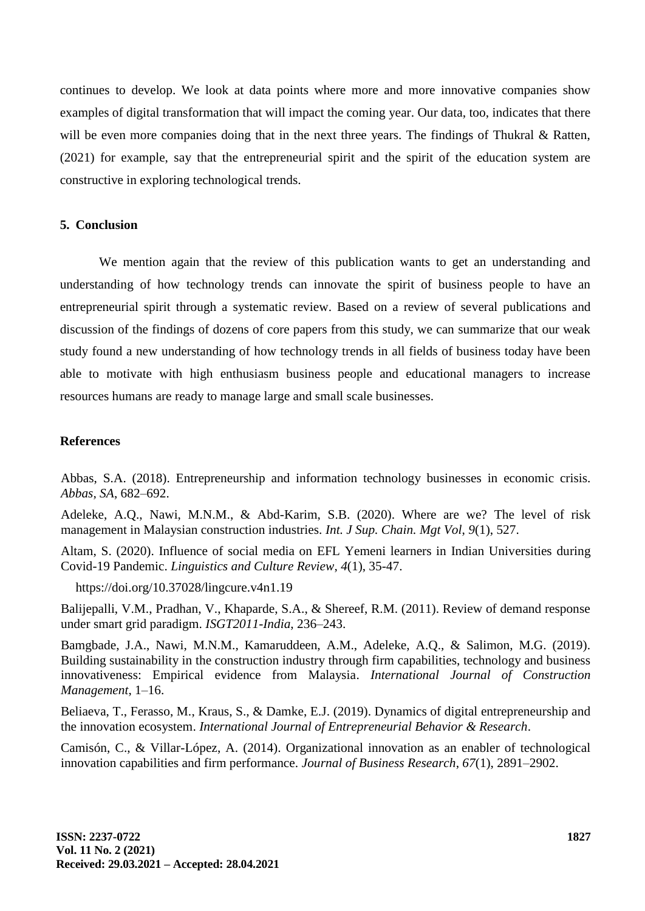continues to develop. We look at data points where more and more innovative companies show examples of digital transformation that will impact the coming year. Our data, too, indicates that there will be even more companies doing that in the next three years. The findings of Thukral & Ratten, (2021) for example, say that the entrepreneurial spirit and the spirit of the education system are constructive in exploring technological trends.

## 5. Conclusion

We mention again that the review of this publication wants to get an understanding and understanding of how technology trends can innovate the spirit of business people to have an entrepreneurial spirit through a systematic review. Based on a review of several publications and discussion of the findings of dozens of core papers from this study, we can summarize that our weak study found a new understanding of how technology trends in all fields of business today have been able to motivate with high enthusiasm business people and educational managers to increase resources humans are ready to manage large and small scale businesses.

## References

Abbas, S.A. (2018). Entrepreneurship and information technology businesses in economic crisis. *Abbas, SA*, 682–692.

Adeleke, A.Q., Nawi, M.N.M., & Abd-Karim, S.B. (2020). Where are we? The level of risk management in Malaysian construction industries. *Int. J Sup. Chain. Mgt Vol*, *9*(1), 527.

Altam, S. (2020). Influence of social media on EFL Yemeni learners in Indian Universities during Covid-19 Pandemic. *Linguistics and Culture Review*, *4*(1), 35-47.

https://doi.org/10.37028/lingcure.v4n1.19

Balijepalli, V.M., Pradhan, V., Khaparde, S.A., & Shereef, R.M. (2011). Review of demand response under smart grid paradigm. *ISGT2011-India*, 236–243.

Bamgbade, J.A., Nawi, M.N.M., Kamaruddeen, A.M., Adeleke, A.Q., & Salimon, M.G. (2019). Building sustainability in the construction industry through firm capabilities, technology and business innovativeness: Empirical evidence from Malaysia. *International Journal of Construction Management*, 1–16.

Beliaeva, T., Ferasso, M., Kraus, S., & Damke, E.J. (2019). Dynamics of digital entrepreneurship and the innovation ecosystem. *International Journal of Entrepreneurial Behavior & Research*.

Camisón, C., & Villar-López, A. (2014). Organizational innovation as an enabler of technological innovation capabilities and firm performance. *Journal of Business Research*, *67*(1), 2891–2902.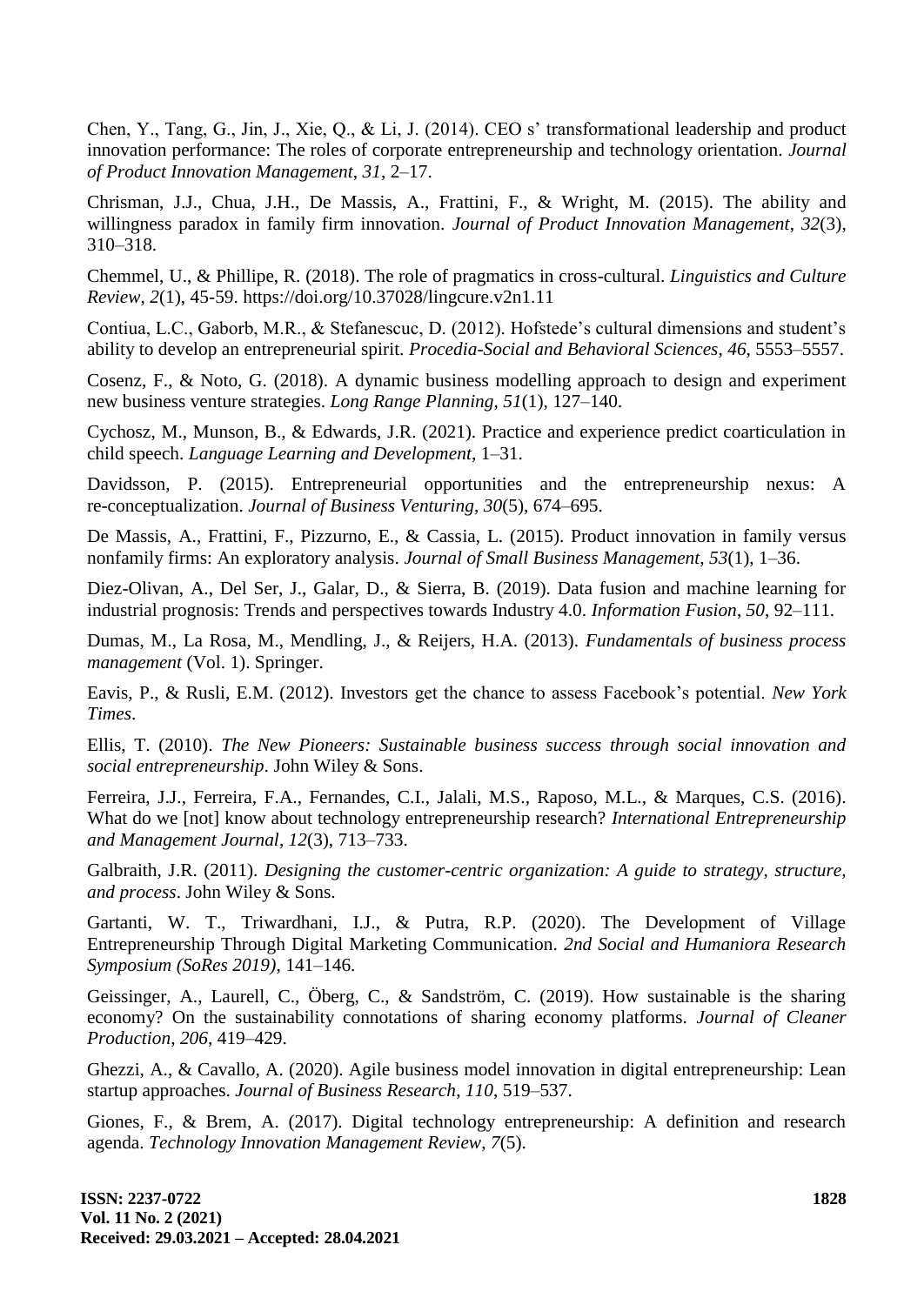Chen, Y., Tang, G., Jin, J., Xie, Q., & Li, J. (2014). CEO s' transformational leadership and product innovation performance: The roles of corporate entrepreneurship and technology orientation. *Journal of Product Innovation Management*, *31*, 2–17.

Chrisman, J.J., Chua, J.H., De Massis, A., Frattini, F., & Wright, M. (2015). The ability and willingness paradox in family firm innovation. *Journal of Product Innovation Management*, *32*(3), 310–318.

Chemmel, U., & Phillipe, R. (2018). The role of pragmatics in cross-cultural. *Linguistics and Culture Review*, *2*(1), 45-59. https://doi.org/10.37028/lingcure.v2n1.11

Contiua, L.C., Gaborb, M.R., & Stefanescuc, D. (2012). Hofstede's cultural dimensions and student's ability to develop an entrepreneurial spirit. *Procedia-Social and Behavioral Sciences*, *46*, 5553–5557.

Cosenz, F., & Noto, G. (2018). A dynamic business modelling approach to design and experiment new business venture strategies. *Long Range Planning*, *51*(1), 127–140.

Cychosz, M., Munson, B., & Edwards, J.R. (2021). Practice and experience predict coarticulation in child speech. *Language Learning and Development*, 1–31.

Davidsson, P. (2015). Entrepreneurial opportunities and the entrepreneurship nexus: A re-conceptualization. *Journal of Business Venturing*, *30*(5), 674–695.

De Massis, A., Frattini, F., Pizzurno, E., & Cassia, L. (2015). Product innovation in family versus nonfamily firms: An exploratory analysis. *Journal of Small Business Management*, *53*(1), 1–36.

Diez-Olivan, A., Del Ser, J., Galar, D., & Sierra, B. (2019). Data fusion and machine learning for industrial prognosis: Trends and perspectives towards Industry 4.0. *Information Fusion*, *50*, 92–111.

Dumas, M., La Rosa, M., Mendling, J., & Reijers, H.A. (2013). *Fundamentals of business process management* (Vol. 1). Springer.

Eavis, P., & Rusli, E.M. (2012). Investors get the chance to assess Facebook's potential. *New York Times*.

Ellis, T. (2010). *The New Pioneers: Sustainable business success through social innovation and social entrepreneurship*. John Wiley & Sons.

Ferreira, J.J., Ferreira, F.A., Fernandes, C.I., Jalali, M.S., Raposo, M.L., & Marques, C.S. (2016). What do we [not] know about technology entrepreneurship research? *International Entrepreneurship and Management Journal*, *12*(3), 713–733.

Galbraith, J.R. (2011). *Designing the customer-centric organization: A guide to strategy, structure, and process*. John Wiley & Sons.

Gartanti, W. T., Triwardhani, I.J., & Putra, R.P. (2020). The Development of Village Entrepreneurship Through Digital Marketing Communication. *2nd Social and Humaniora Research Symposium (SoRes 2019)*, 141–146.

Geissinger, A., Laurell, C., Öberg, C., & Sandström, C. (2019). How sustainable is the sharing economy? On the sustainability connotations of sharing economy platforms. *Journal of Cleaner Production*, *206*, 419–429.

Ghezzi, A., & Cavallo, A. (2020). Agile business model innovation in digital entrepreneurship: Lean startup approaches. *Journal of Business Research*, *110*, 519–537.

Giones, F., & Brem, A. (2017). Digital technology entrepreneurship: A definition and research agenda. *Technology Innovation Management Review*, *7*(5).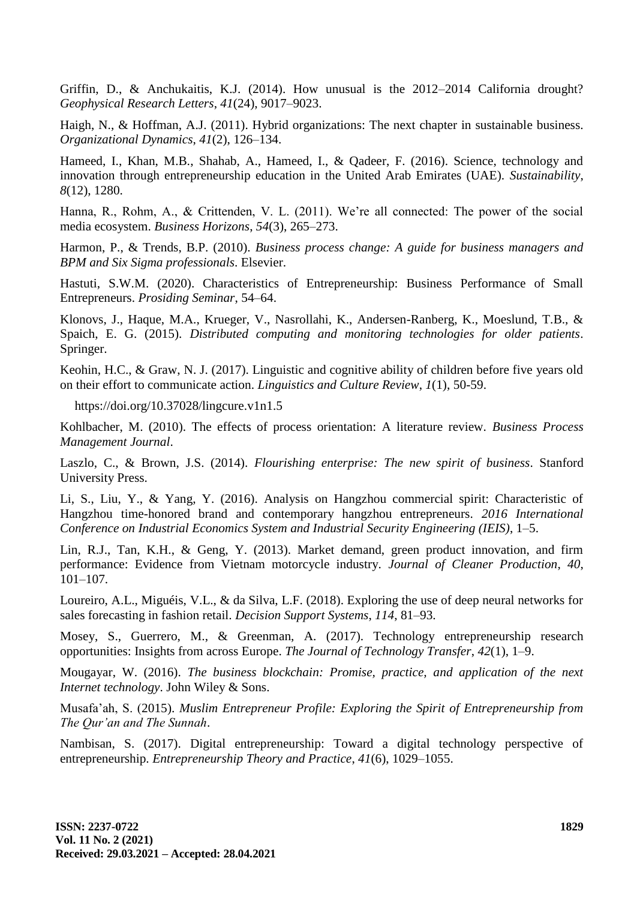Griffin, D., & Anchukaitis, K.J. (2014). How unusual is the 2012–2014 California drought? *Geophysical Research Letters*, *41*(24), 9017–9023.

Haigh, N., & Hoffman, A.J. (2011). Hybrid organizations: The next chapter in sustainable business. *Organizational Dynamics*, *41*(2), 126–134.

Hameed, I., Khan, M.B., Shahab, A., Hameed, I., & Qadeer, F. (2016). Science, technology and innovation through entrepreneurship education in the United Arab Emirates (UAE). *Sustainability*, *8*(12), 1280.

Hanna, R., Rohm, A., & Crittenden, V. L. (2011). We're all connected: The power of the social media ecosystem. *Business Horizons*, *54*(3), 265–273.

Harmon, P., & Trends, B.P. (2010). *Business process change: A guide for business managers and BPM and Six Sigma professionals*. Elsevier.

Hastuti, S.W.M. (2020). Characteristics of Entrepreneurship: Business Performance of Small Entrepreneurs. *Prosiding Seminar*, 54–64.

Klonovs, J., Haque, M.A., Krueger, V., Nasrollahi, K., Andersen-Ranberg, K., Moeslund, T.B., & Spaich, E. G. (2015). *Distributed computing and monitoring technologies for older patients*. Springer.

Keohin, H.C., & Graw, N. J. (2017). Linguistic and cognitive ability of children before five years old on their effort to communicate action. *Linguistics and Culture Review*, *1*(1), 50-59.

https://doi.org/10.37028/lingcure.v1n1.5

Kohlbacher, M. (2010). The effects of process orientation: A literature review. *Business Process Management Journal*.

Laszlo, C., & Brown, J.S. (2014). *Flourishing enterprise: The new spirit of business*. Stanford University Press.

Li, S., Liu, Y., & Yang, Y. (2016). Analysis on Hangzhou commercial spirit: Characteristic of Hangzhou time-honored brand and contemporary hangzhou entrepreneurs. *2016 International Conference on Industrial Economics System and Industrial Security Engineering (IEIS)*, 1–5.

Lin, R.J., Tan, K.H., & Geng, Y. (2013). Market demand, green product innovation, and firm performance: Evidence from Vietnam motorcycle industry. *Journal of Cleaner Production*, *40*, 101–107.

Loureiro, A.L., Miguéis, V.L., & da Silva, L.F. (2018). Exploring the use of deep neural networks for sales forecasting in fashion retail. *Decision Support Systems*, *114*, 81–93.

Mosey, S., Guerrero, M., & Greenman, A. (2017). Technology entrepreneurship research opportunities: Insights from across Europe. *The Journal of Technology Transfer*, *42*(1), 1–9.

Mougayar, W. (2016). *The business blockchain: Promise, practice, and application of the next Internet technology*. John Wiley & Sons.

Musafa'ah, S. (2015). *Muslim Entrepreneur Profile: Exploring the Spirit of Entrepreneurship from The Qur'an and The Sunnah*.

Nambisan, S. (2017). Digital entrepreneurship: Toward a digital technology perspective of entrepreneurship. *Entrepreneurship Theory and Practice*, *41*(6), 1029–1055.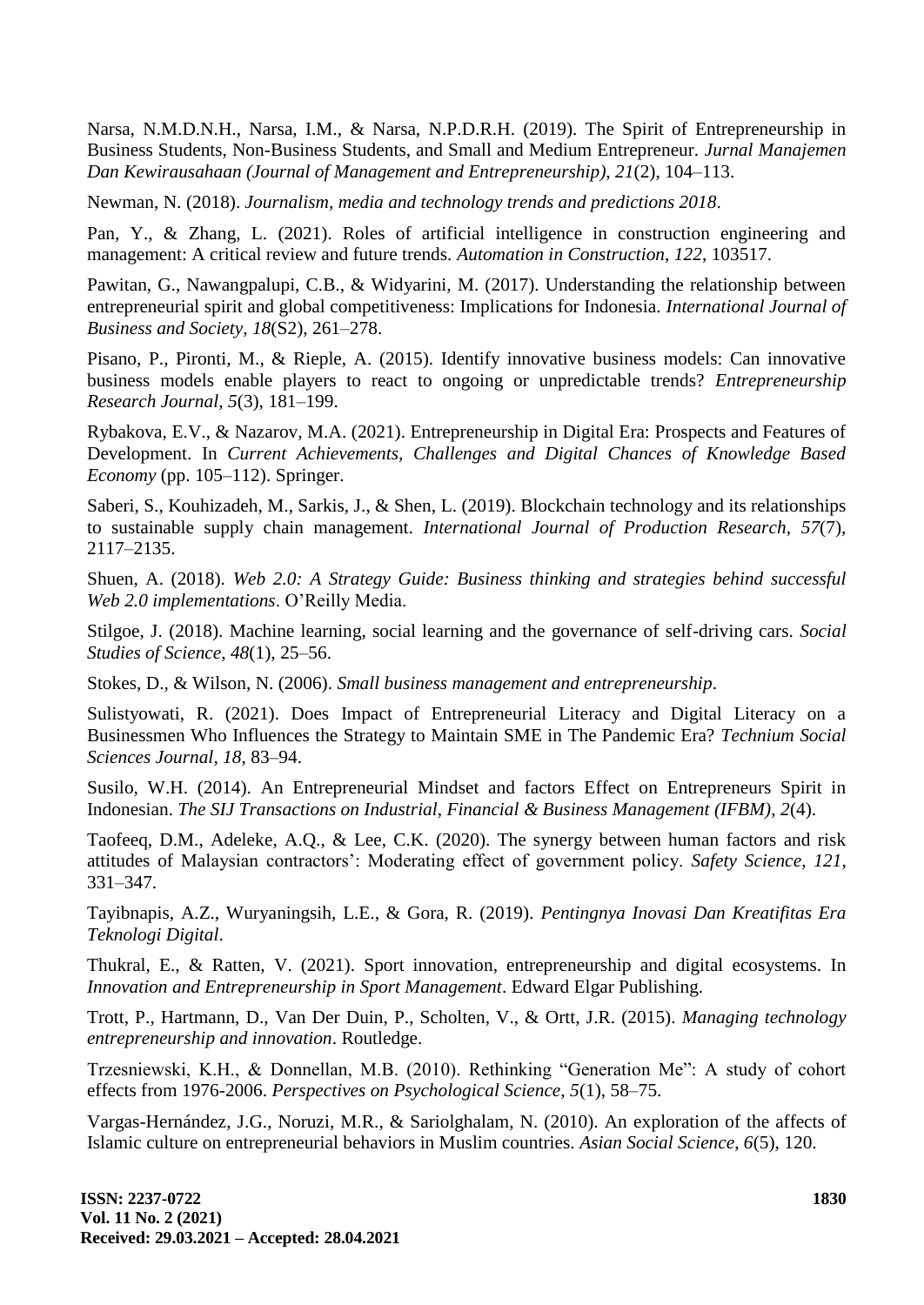Narsa, N.M.D.N.H., Narsa, I.M., & Narsa, N.P.D.R.H. (2019). The Spirit of Entrepreneurship in Business Students, Non-Business Students, and Small and Medium Entrepreneur. *Jurnal Manajemen Dan Kewirausahaan (Journal of Management and Entrepreneurship)*, *21*(2), 104–113.

Newman, N. (2018). *Journalism, media and technology trends and predictions 2018*.

Pan, Y., & Zhang, L. (2021). Roles of artificial intelligence in construction engineering and management: A critical review and future trends. *Automation in Construction*, *122*, 103517.

Pawitan, G., Nawangpalupi, C.B., & Widyarini, M. (2017). Understanding the relationship between entrepreneurial spirit and global competitiveness: Implications for Indonesia. *International Journal of Business and Society*, *18*(S2), 261–278.

Pisano, P., Pironti, M., & Rieple, A. (2015). Identify innovative business models: Can innovative business models enable players to react to ongoing or unpredictable trends? *Entrepreneurship Research Journal*, *5*(3), 181–199.

Rybakova, E.V., & Nazarov, M.A. (2021). Entrepreneurship in Digital Era: Prospects and Features of Development. In *Current Achievements, Challenges and Digital Chances of Knowledge Based Economy* (pp. 105–112). Springer.

Saberi, S., Kouhizadeh, M., Sarkis, J., & Shen, L. (2019). Blockchain technology and its relationships to sustainable supply chain management. *International Journal of Production Research*, *57*(7), 2117–2135.

Shuen, A. (2018). *Web 2.0: A Strategy Guide: Business thinking and strategies behind successful Web 2.0 implementations*. O'Reilly Media.

Stilgoe, J. (2018). Machine learning, social learning and the governance of self-driving cars. *Social Studies of Science*, *48*(1), 25–56.

Stokes, D., & Wilson, N. (2006). *Small business management and entrepreneurship*.

Sulistyowati, R. (2021). Does Impact of Entrepreneurial Literacy and Digital Literacy on a Businessmen Who Influences the Strategy to Maintain SME in The Pandemic Era? *Technium Social Sciences Journal*, *18*, 83–94.

Susilo, W.H. (2014). An Entrepreneurial Mindset and factors Effect on Entrepreneurs Spirit in Indonesian. *The SIJ Transactions on Industrial, Financial & Business Management (IFBM)*, *2*(4).

Taofeeq, D.M., Adeleke, A.Q., & Lee, C.K. (2020). The synergy between human factors and risk attitudes of Malaysian contractors': Moderating effect of government policy. *Safety Science*, *121*, 331–347.

Tayibnapis, A.Z., Wuryaningsih, L.E., & Gora, R. (2019). *Pentingnya Inovasi Dan Kreatifitas Era Teknologi Digital*.

Thukral, E., & Ratten, V. (2021). Sport innovation, entrepreneurship and digital ecosystems. In *Innovation and Entrepreneurship in Sport Management*. Edward Elgar Publishing.

Trott, P., Hartmann, D., Van Der Duin, P., Scholten, V., & Ortt, J.R. (2015). *Managing technology entrepreneurship and innovation*. Routledge.

Trzesniewski, K.H., & Donnellan, M.B. (2010). Rethinking "Generation Me": A study of cohort effects from 1976-2006. *Perspectives on Psychological Science*, *5*(1), 58–75.

Vargas-Hernández, J.G., Noruzi, M.R., & Sariolghalam, N. (2010). An exploration of the affects of Islamic culture on entrepreneurial behaviors in Muslim countries. *Asian Social Science*, *6*(5), 120.